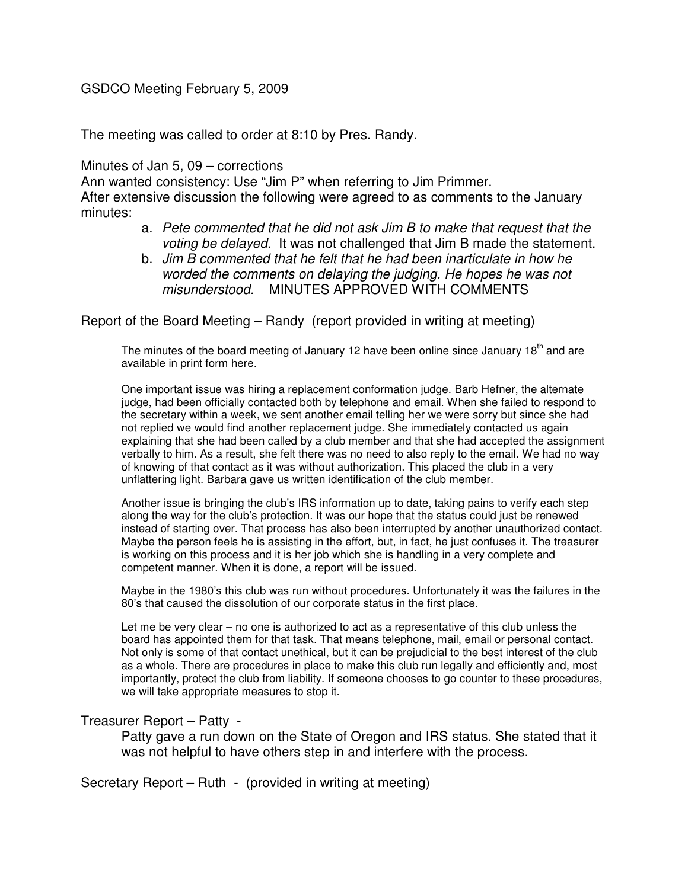GSDCO Meeting February 5, 2009

The meeting was called to order at 8:10 by Pres. Randy.

Minutes of Jan 5, 09 – corrections

Ann wanted consistency: Use "Jim P" when referring to Jim Primmer.

After extensive discussion the following were agreed to as comments to the January minutes:

a. *Pete commented that he did not ask Jim B to make that request that the voting be delayed*. It was not challenged that Jim B made the statement.
b. *Jim B commented that he felt that he had been inarticulate in how he worded the comments on delaying the judging. He hopes he was not misunderstood.* MINUTES APPROVED WITH COMMENTS

Report of the Board Meeting – Randy (report provided in writing at meeting)

> The minutes of the board meeting of January 12 have been online since January 18th and are available in print form here.
>
> One important issue was hiring a replacement conformation judge. Barb Hefner, the alternate judge, had been officially contacted both by telephone and email. When she failed to respond to the secretary within a week, we sent another email telling her we were sorry but since she had not replied we would find another replacement judge. She immediately contacted us again explaining that she had been called by a club member and that she had accepted the assignment verbally to him. As a result, she felt there was no need to also reply to the email. We had no way of knowing of that contact as it was without authorization. This placed the club in a very unflattering light. Barbara gave us written identification of the club member.
>
> Another issue is bringing the club's IRS information up to date, taking pains to verify each step along the way for the club's protection. It was our hope that the status could just be renewed instead of starting over. That process has also been interrupted by another unauthorized contact. Maybe the person feels he is assisting in the effort, but, in fact, he just confuses it. The treasurer is working on this process and it is her job which she is handling in a very complete and competent manner. When it is done, a report will be issued.
>
> Maybe in the 1980's this club was run without procedures. Unfortunately it was the failures in the 80's that caused the dissolution of our corporate status in the first place.
>
> Let me be very clear – no one is authorized to act as a representative of this club unless the board has appointed them for that task. That means telephone, mail, email or personal contact. Not only is some of that contact unethical, but it can be prejudicial to the best interest of the club as a whole. There are procedures in place to make this club run legally and efficiently and, most importantly, protect the club from liability. If someone chooses to go counter to these procedures, we will take appropriate measures to stop it.

Treasurer Report – Patty -

Patty gave a run down on the State of Oregon and IRS status. She stated that it was not helpful to have others step in and interfere with the process.

Secretary Report – Ruth - (provided in writing at meeting)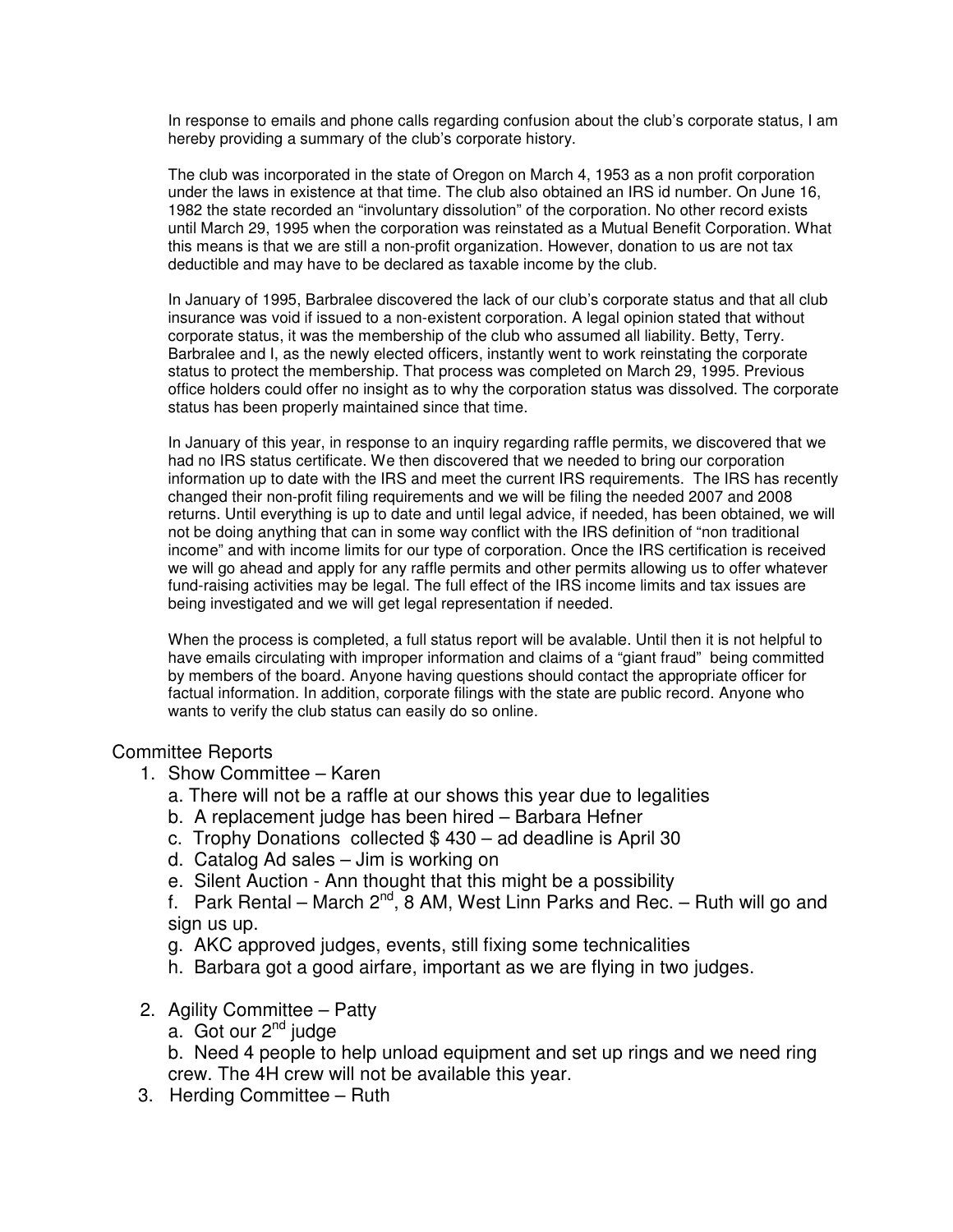In response to emails and phone calls regarding confusion about the club's corporate status, I am hereby providing a summary of the club's corporate history.

The club was incorporated in the state of Oregon on March 4, 1953 as a non profit corporation under the laws in existence at that time. The club also obtained an IRS id number. On June 16, 1982 the state recorded an "involuntary dissolution" of the corporation. No other record exists until March 29, 1995 when the corporation was reinstated as a Mutual Benefit Corporation. What this means is that we are still a non-profit organization. However, donation to us are not tax deductible and may have to be declared as taxable income by the club.

In January of 1995, Barbralee discovered the lack of our club's corporate status and that all club insurance was void if issued to a non-existent corporation. A legal opinion stated that without corporate status, it was the membership of the club who assumed all liability. Betty, Terry. Barbralee and I, as the newly elected officers, instantly went to work reinstating the corporate status to protect the membership. That process was completed on March 29, 1995. Previous office holders could offer no insight as to why the corporation status was dissolved. The corporate status has been properly maintained since that time.

In January of this year, in response to an inquiry regarding raffle permits, we discovered that we had no IRS status certificate. We then discovered that we needed to bring our corporation information up to date with the IRS and meet the current IRS requirements. The IRS has recently changed their non-profit filing requirements and we will be filing the needed 2007 and 2008 returns. Until everything is up to date and until legal advice, if needed, has been obtained, we will not be doing anything that can in some way conflict with the IRS definition of "non traditional income" and with income limits for our type of corporation. Once the IRS certification is received we will go ahead and apply for any raffle permits and other permits allowing us to offer whatever fund-raising activities may be legal. The full effect of the IRS income limits and tax issues are being investigated and we will get legal representation if needed.

When the process is completed, a full status report will be avalable. Until then it is not helpful to have emails circulating with improper information and claims of a "giant fraud" being committed by members of the board. Anyone having questions should contact the appropriate officer for factual information. In addition, corporate filings with the state are public record. Anyone who wants to verify the club status can easily do so online.

## Committee Reports

1. Show Committee – Karen
   a. There will not be a raffle at our shows this year due to legalities
   b. A replacement judge has been hired – Barbara Hefner
   c. Trophy Donations collected $ 430 – ad deadline is April 30
   d. Catalog Ad sales – Jim is working on
   e. Silent Auction - Ann thought that this might be a possibility
   f. Park Rental – March 2nd, 8 AM, West Linn Parks and Rec. – Ruth will go and sign us up.
   g. AKC approved judges, events, still fixing some technicalities
   h. Barbara got a good airfare, important as we are flying in two judges.

2. Agility Committee – Patty
   a. Got our 2nd judge
   b. Need 4 people to help unload equipment and set up rings and we need ring crew. The 4H crew will not be available this year.

3. Herding Committee – Ruth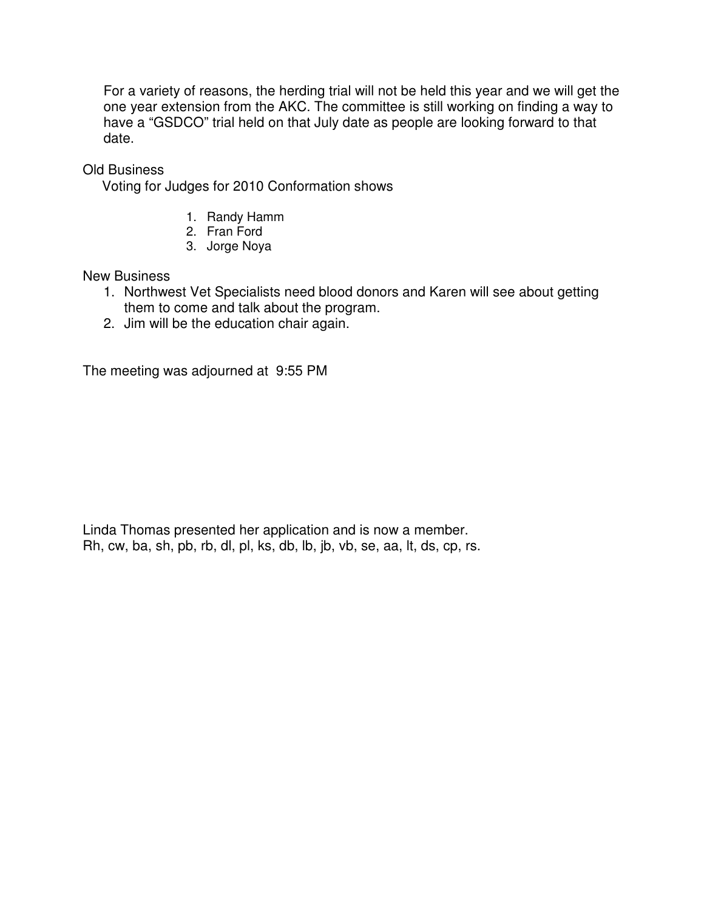For a variety of reasons, the herding trial will not be held this year and we will get the one year extension from the AKC. The committee is still working on finding a way to have a "GSDCO" trial held on that July date as people are looking forward to that date.

Old Business

Voting for Judges for 2010 Conformation shows

1. Randy Hamm
2. Fran Ford
3. Jorge Noya

New Business

1. Northwest Vet Specialists need blood donors and Karen will see about getting them to come and talk about the program.
2. Jim will be the education chair again.

The meeting was adjourned at 9:55 PM

Linda Thomas presented her application and is now a member.
Rh, cw, ba, sh, pb, rb, dl, pl, ks, db, lb, jb, vb, se, aa, lt, ds, cp, rs.